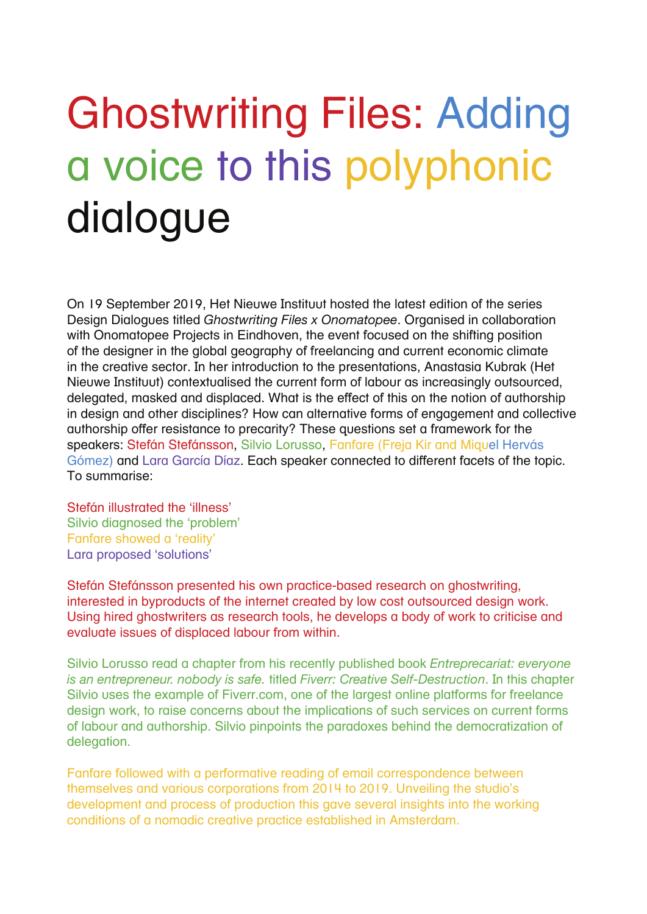# Ghostwriting Files: Adding a voice to this polyphonic dialogue

On 19 September 2019, Het Nieuwe Instituut hosted the latest edition of the series Design Dialogues titled *Ghostwriting Files x Onomatopee*. Organised in collaboration with Onomatopee Projects in Eindhoven, the event focused on the shifting position of the designer in the global geography of freelancing and current economic climate in the creative sector. In her introduction to the presentations, Anastasia Kubrak (Het Nieuwe Instituut) contextualised the current form of labour as increasingly outsourced, delegated, masked and displaced. What is the effect of this on the notion of authorship in design and other disciplines? How can alternative forms of engagement and collective authorship offer resistance to precarity? These questions set a framework for the speakers: Stefán Stefánsson, Silvio Lorusso, Fanfare (Freja Kir and Miquel Hervás Gómez) and Lara García Díaz. Each speaker connected to different facets of the topic. To summarise:

Stefán illustrated the 'illness'
Silvio diagnosed the 'problem'
Fanfare showed a 'reality'
Lara proposed 'solutions'

Stefán Stefánsson presented his own practice-based research on ghostwriting, interested in byproducts of the internet created by low cost outsourced design work. Using hired ghostwriters as research tools, he develops a body of work to criticise and evaluate issues of displaced labour from within.

Silvio Lorusso read a chapter from his recently published book *Entreprecariat: everyone is an entrepreneur. nobody is safe.* titled *Fiverr: Creative Self-Destruction*. In this chapter Silvio uses the example of Fiverr.com, one of the largest online platforms for freelance design work, to raise concerns about the implications of such services on current forms of labour and authorship. Silvio pinpoints the paradoxes behind the democratization of delegation.

Fanfare followed with a performative reading of email correspondence between themselves and various corporations from 2014 to 2019. Unveiling the studio's development and process of production this gave several insights into the working conditions of a nomadic creative practice established in Amsterdam.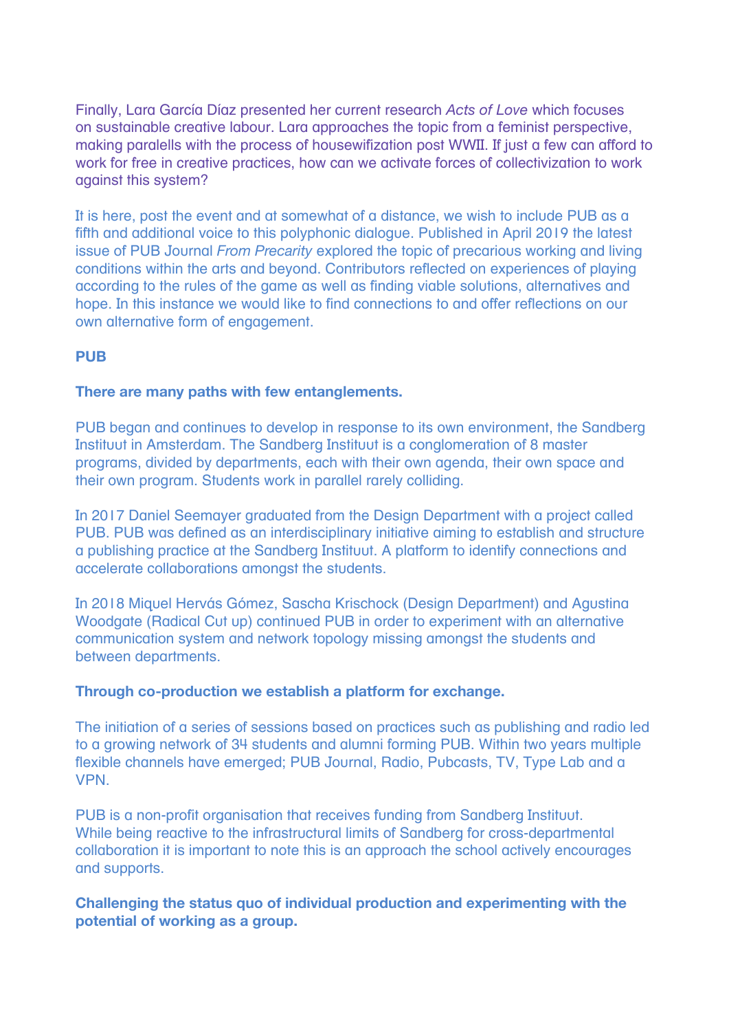Finally, Lara García Díaz presented her current research *Acts of Love* which focuses on sustainable creative labour. Lara approaches the topic from a feminist perspective, making paralells with the process of housewifization post WWII. If just a few can afford to work for free in creative practices, how can we activate forces of collectivization to work against this system?

It is here, post the event and at somewhat of a distance, we wish to include PUB as a fifth and additional voice to this polyphonic dialogue. Published in April 2019 the latest issue of PUB Journal *From Precarity* explored the topic of precarious working and living conditions within the arts and beyond. Contributors reflected on experiences of playing according to the rules of the game as well as finding viable solutions, alternatives and hope. In this instance we would like to find connections to and offer reflections on our own alternative form of engagement.

**PUB**

**There are many paths with few entanglements.**

PUB began and continues to develop in response to its own environment, the Sandberg Instituut in Amsterdam. The Sandberg Instituut is a conglomeration of 8 master programs, divided by departments, each with their own agenda, their own space and their own program. Students work in parallel rarely colliding.

In 2017 Daniel Seemayer graduated from the Design Department with a project called PUB. PUB was defined as an interdisciplinary initiative aiming to establish and structure a publishing practice at the Sandberg Instituut. A platform to identify connections and accelerate collaborations amongst the students.

In 2018 Miquel Hervás Gómez, Sascha Krischock (Design Department) and Agustina Woodgate (Radical Cut up) continued PUB in order to experiment with an alternative communication system and network topology missing amongst the students and between departments.

**Through co-production we establish a platform for exchange.**

The initiation of a series of sessions based on practices such as publishing and radio led to a growing network of 34 students and alumni forming PUB. Within two years multiple flexible channels have emerged; PUB Journal, Radio, Pubcasts, TV, Type Lab and a VPN.

PUB is a non-profit organisation that receives funding from Sandberg Instituut. While being reactive to the infrastructural limits of Sandberg for cross-departmental collaboration it is important to note this is an approach the school actively encourages and supports.

**Challenging the status quo of individual production and experimenting with the potential of working as a group.**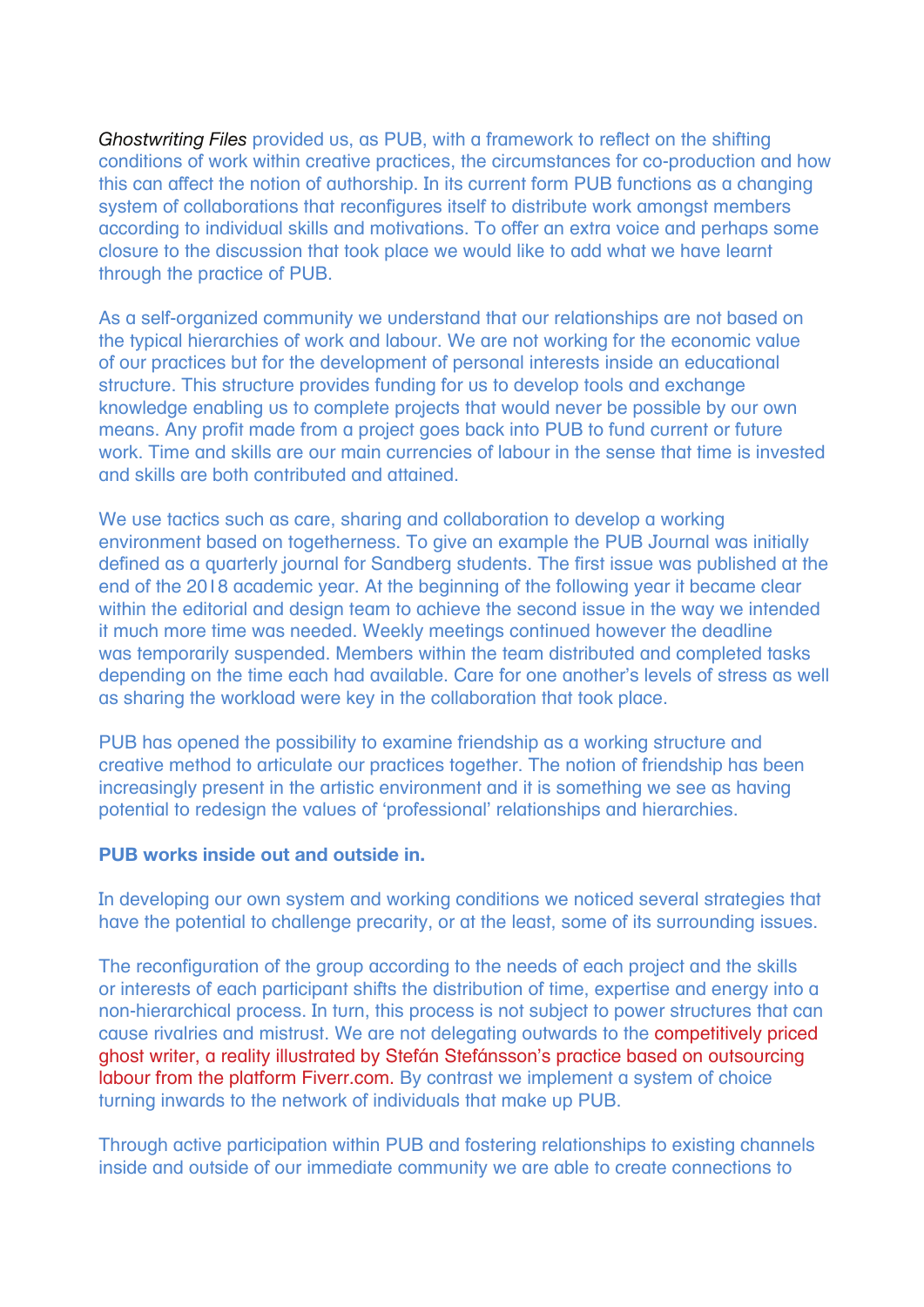*Ghostwriting Files* provided us, as PUB, with a framework to reflect on the shifting conditions of work within creative practices, the circumstances for co-production and how this can affect the notion of authorship. In its current form PUB functions as a changing system of collaborations that reconfigures itself to distribute work amongst members according to individual skills and motivations. To offer an extra voice and perhaps some closure to the discussion that took place we would like to add what we have learnt through the practice of PUB.

As a self-organized community we understand that our relationships are not based on the typical hierarchies of work and labour. We are not working for the economic value of our practices but for the development of personal interests inside an educational structure. This structure provides funding for us to develop tools and exchange knowledge enabling us to complete projects that would never be possible by our own means. Any profit made from a project goes back into PUB to fund current or future work. Time and skills are our main currencies of labour in the sense that time is invested and skills are both contributed and attained.

We use tactics such as care, sharing and collaboration to develop a working environment based on togetherness. To give an example the PUB Journal was initially defined as a quarterly journal for Sandberg students. The first issue was published at the end of the 2018 academic year. At the beginning of the following year it became clear within the editorial and design team to achieve the second issue in the way we intended it much more time was needed. Weekly meetings continued however the deadline was temporarily suspended. Members within the team distributed and completed tasks depending on the time each had available. Care for one another's levels of stress as well as sharing the workload were key in the collaboration that took place.

PUB has opened the possibility to examine friendship as a working structure and creative method to articulate our practices together. The notion of friendship has been increasingly present in the artistic environment and it is something we see as having potential to redesign the values of 'professional' relationships and hierarchies.

**PUB works inside out and outside in.**

In developing our own system and working conditions we noticed several strategies that have the potential to challenge precarity, or at the least, some of its surrounding issues.

The reconfiguration of the group according to the needs of each project and the skills or interests of each participant shifts the distribution of time, expertise and energy into a non-hierarchical process. In turn, this process is not subject to power structures that can cause rivalries and mistrust. We are not delegating outwards to the competitively priced ghost writer, a reality illustrated by Stefán Stefánsson's practice based on outsourcing labour from the platform Fiverr.com. By contrast we implement a system of choice turning inwards to the network of individuals that make up PUB.

Through active participation within PUB and fostering relationships to existing channels inside and outside of our immediate community we are able to create connections to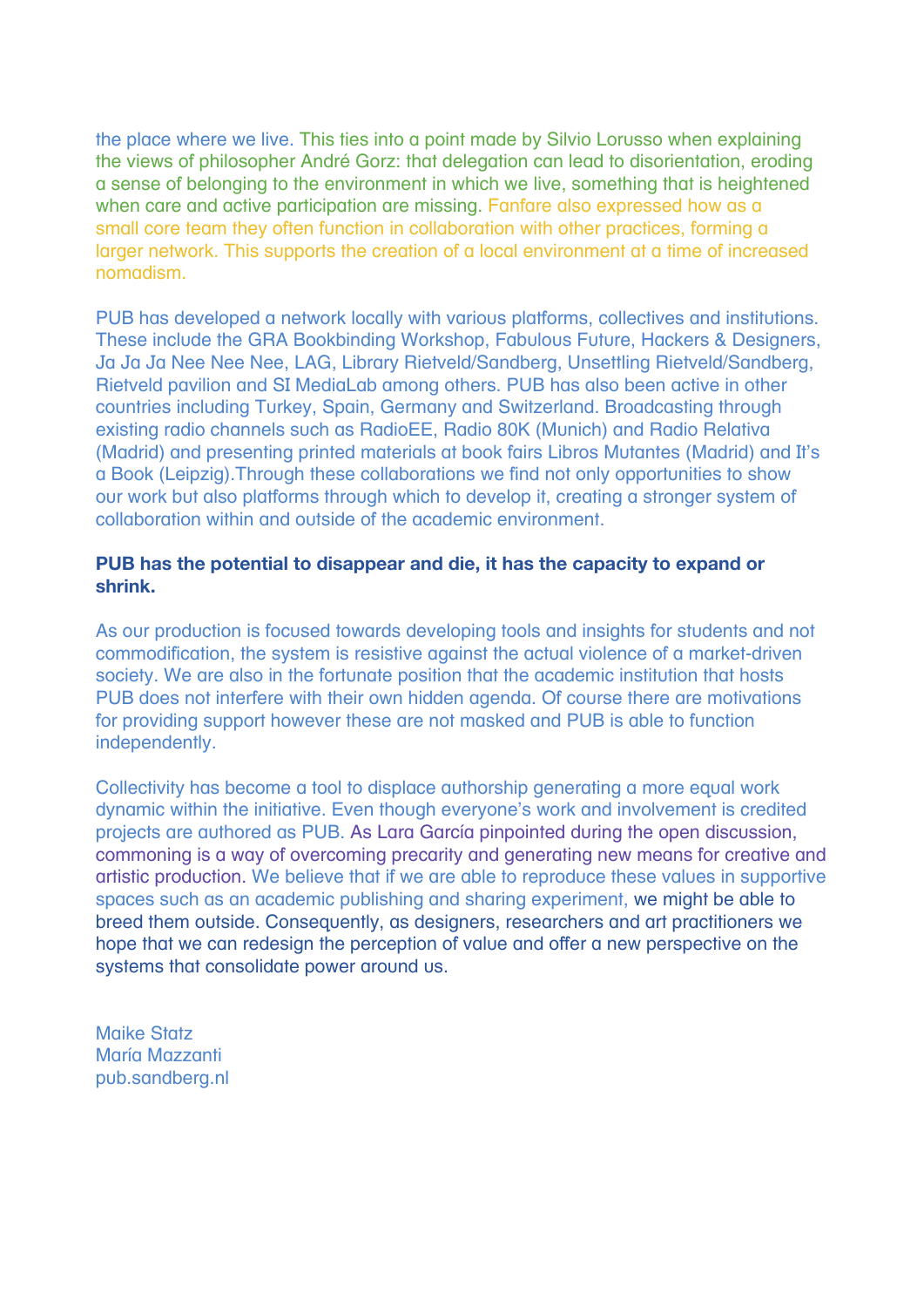the place where we live. This ties into a point made by Silvio Lorusso when explaining the views of philosopher André Gorz: that delegation can lead to disorientation, eroding a sense of belonging to the environment in which we live, something that is heightened when care and active participation are missing. Fanfare also expressed how as a small core team they often function in collaboration with other practices, forming a larger network. This supports the creation of a local environment at a time of increased nomadism.

PUB has developed a network locally with various platforms, collectives and institutions. These include the GRA Bookbinding Workshop, Fabulous Future, Hackers & Designers, Ja Ja Ja Nee Nee Nee, LAG, Library Rietveld/Sandberg, Unsettling Rietveld/Sandberg, Rietveld pavilion and SI MediaLab among others. PUB has also been active in other countries including Turkey, Spain, Germany and Switzerland. Broadcasting through existing radio channels such as RadioEE, Radio 80K (Munich) and Radio Relativa (Madrid) and presenting printed materials at book fairs Libros Mutantes (Madrid) and It's a Book (Leipzig).Through these collaborations we find not only opportunities to show our work but also platforms through which to develop it, creating a stronger system of collaboration within and outside of the academic environment.

**PUB has the potential to disappear and die, it has the capacity to expand or shrink.**

As our production is focused towards developing tools and insights for students and not commodification, the system is resistive against the actual violence of a market-driven society. We are also in the fortunate position that the academic institution that hosts PUB does not interfere with their own hidden agenda. Of course there are motivations for providing support however these are not masked and PUB is able to function independently.

Collectivity has become a tool to displace authorship generating a more equal work dynamic within the initiative. Even though everyone's work and involvement is credited projects are authored as PUB. As Lara García pinpointed during the open discussion, commoning is a way of overcoming precarity and generating new means for creative and artistic production. We believe that if we are able to reproduce these values in supportive spaces such as an academic publishing and sharing experiment, we might be able to breed them outside. Consequently, as designers, researchers and art practitioners we hope that we can redesign the perception of value and offer a new perspective on the systems that consolidate power around us.

Maike Statz
María Mazzanti
pub.sandberg.nl